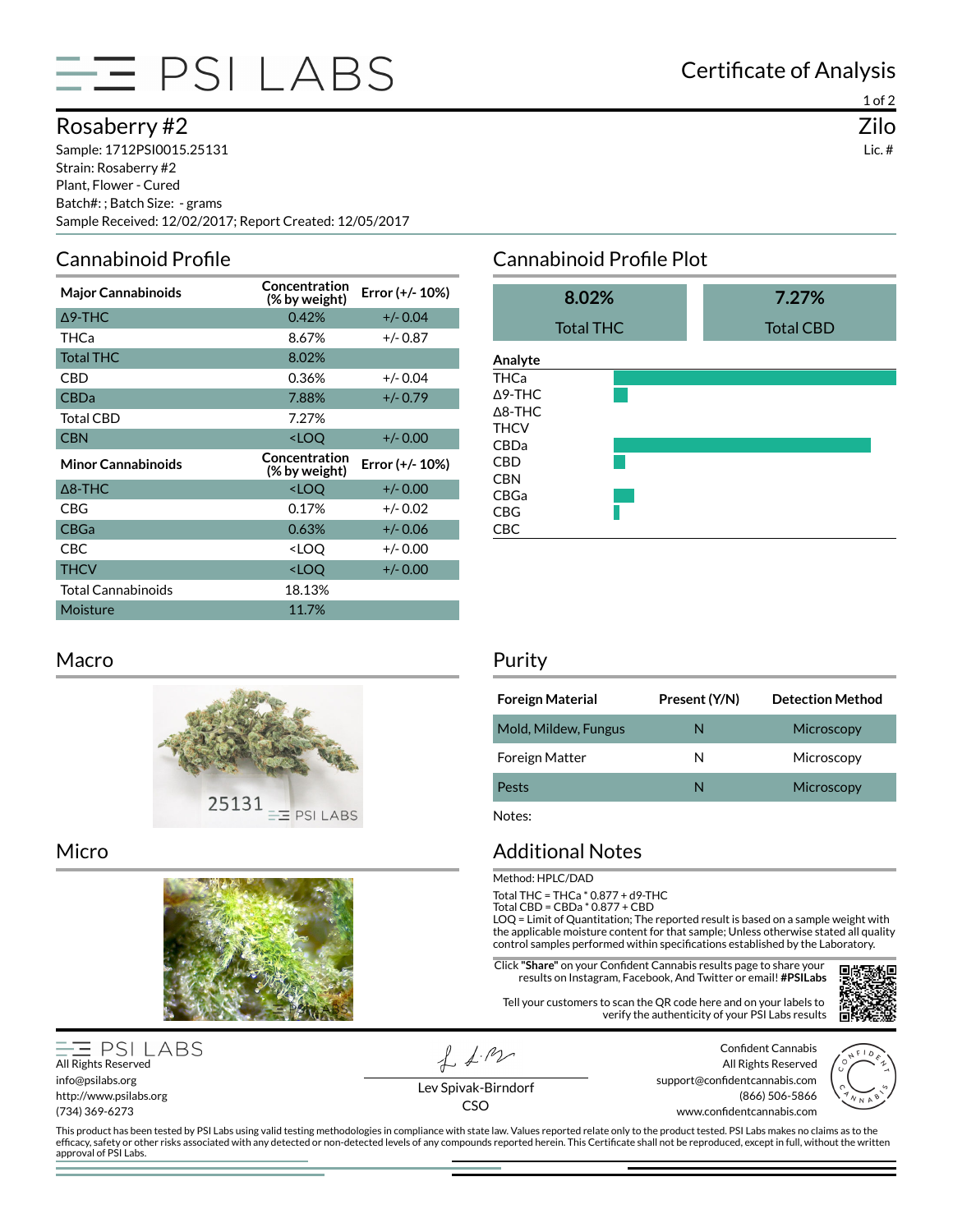# PSI LABS

## Certificate of Analysis

# Rosaberry #2

**Zilo**

Lic. #

Sample: 1712PSI0015.25131
Strain: Rosaberry #2
Plant, Flower - Cured
Batch#: ; Batch Size: - grams
Sample Received: 12/02/2017; Report Created: 12/05/2017

## Cannabinoid Profile

| Major Cannabinoids | Concentration (% by weight) | Error (+/- 10%) |
|---|---|---|
| Δ9-THC | 0.42% | +/- 0.04 |
| THCa | 8.67% | +/- 0.87 |
| Total THC | 8.02% | |
| CBD | 0.36% | +/- 0.04 |
| CBDa | 7.88% | +/- 0.79 |
| Total CBD | 7.27% | |
| CBN | <LOQ | +/- 0.00 |
| **Minor Cannabinoids** | **Concentration (% by weight)** | **Error (+/- 10%)** |
| Δ8-THC | <LOQ | +/- 0.00 |
| CBG | 0.17% | +/- 0.02 |
| CBGa | 0.63% | +/- 0.06 |
| CBC | <LOQ | +/- 0.00 |
| THCV | <LOQ | +/- 0.00 |
| Total Cannabinoids | 18.13% | |
| Moisture | 11.7% | |

## Cannabinoid Profile Plot

| 8.02% | 7.27% |
|---|---|
| Total THC | Total CBD |

Analyte: THCa, Δ9-THC, Δ8-THC, THCV, CBDa, CBD, CBN, CBGa, CBG, CBC

## Macro

## Micro

## Purity

| Foreign Material | Present (Y/N) | Detection Method |
|---|---|---|
| Mold, Mildew, Fungus | N | Microscopy |
| Foreign Matter | N | Microscopy |
| Pests | N | Microscopy |

Notes:

## Additional Notes

Method: HPLC/DAD

Total THC = THCa * 0.877 + d9-THC
Total CBD = CBDa * 0.877 + CBD
LOQ = Limit of Quantitation; The reported result is based on a sample weight with the applicable moisture content for that sample; Unless otherwise stated all quality control samples performed within specifications established by the Laboratory.

Click **"Share"** on your Confident Cannabis results page to share your results on Instagram, Facebook, And Twitter or email! **#PSILabs**

Tell your customers to scan the QR code here and on your labels to verify the authenticity of your PSI Labs results

PSI LABS
All Rights Reserved
info@psilabs.org
http://www.psilabs.org
(734) 369-6273

Lev Spivak-Birndorf
CSO

Confident Cannabis
All Rights Reserved
support@confidentcannabis.com
(866) 506-5866
www.confidentcannabis.com

This product has been tested by PSI Labs using valid testing methodologies in compliance with state law. Values reported relate only to the product tested. PSI Labs makes no claims as to the efficacy, safety or other risks associated with any detected or non-detected levels of any compounds reported herein. This Certificate shall not be reproduced, except in full, without the written approval of PSI Labs.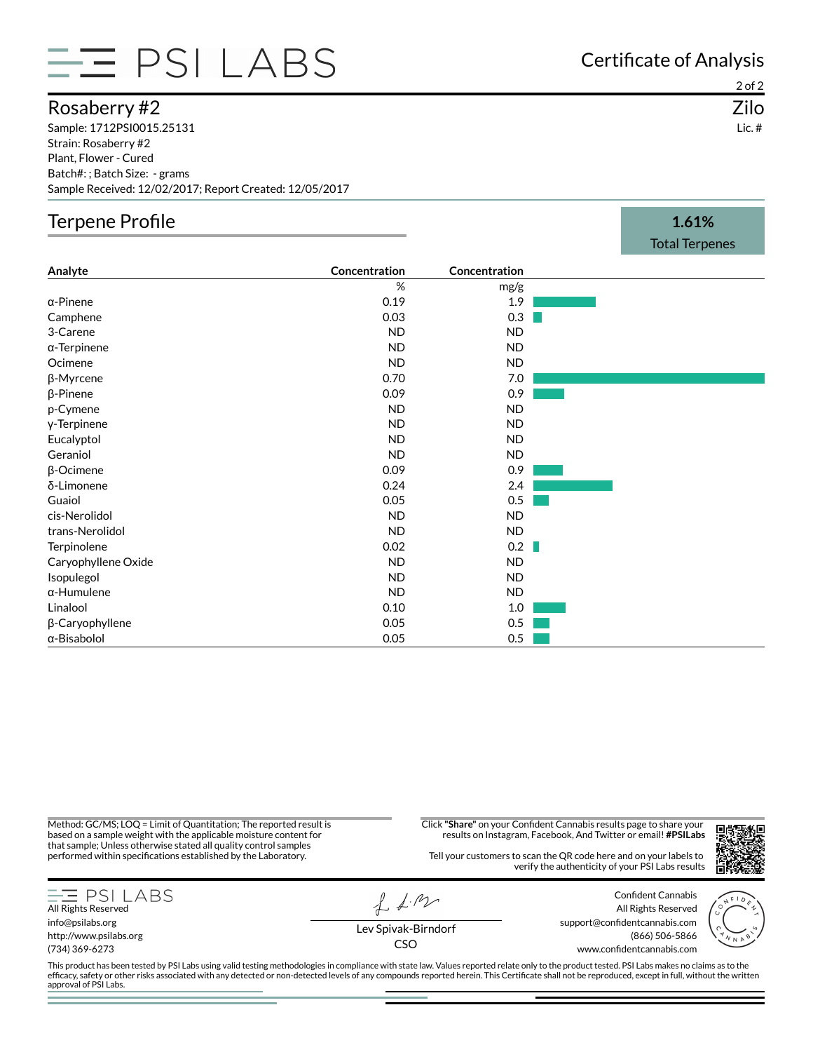# PSI LABS

Certificate of Analysis

## Rosaberry #2

Zilo

Lic. #

Sample: 1712PSI0015.25131
Strain: Rosaberry #2
Plant, Flower - Cured
Batch#: ; Batch Size: - grams
Sample Received: 12/02/2017; Report Created: 12/05/2017

## Terpene Profile

**1.61%**
Total Terpenes

| Analyte | Concentration | Concentration |
|---|---|---|
| | % | mg/g |
| α-Pinene | 0.19 | 1.9 |
| Camphene | 0.03 | 0.3 |
| 3-Carene | ND | ND |
| α-Terpinene | ND | ND |
| Ocimene | ND | ND |
| β-Myrcene | 0.70 | 7.0 |
| β-Pinene | 0.09 | 0.9 |
| p-Cymene | ND | ND |
| γ-Terpinene | ND | ND |
| Eucalyptol | ND | ND |
| Geraniol | ND | ND |
| β-Ocimene | 0.09 | 0.9 |
| δ-Limonene | 0.24 | 2.4 |
| Guaiol | 0.05 | 0.5 |
| cis-Nerolidol | ND | ND |
| trans-Nerolidol | ND | ND |
| Terpinolene | 0.02 | 0.2 |
| Caryophyllene Oxide | ND | ND |
| Isopulegol | ND | ND |
| α-Humulene | ND | ND |
| Linalool | 0.10 | 1.0 |
| β-Caryophyllene | 0.05 | 0.5 |
| α-Bisabolol | 0.05 | 0.5 |

Method: GC/MS; LOQ = Limit of Quantitation; The reported result is based on a sample weight with the applicable moisture content for that sample; Unless otherwise stated all quality control samples performed within specifications established by the Laboratory.

Click **"Share"** on your Confident Cannabis results page to share your results on Instagram, Facebook, And Twitter or email! **#PSILabs**

Tell your customers to scan the QR code here and on your labels to verify the authenticity of your PSI Labs results

PSI LABS
All Rights Reserved
info@psilabs.org
http://www.psilabs.org
(734) 369-6273

Lev Spivak-Birndorf
CSO

Confident Cannabis
All Rights Reserved
support@confidentcannabis.com
(866) 506-5866
www.confidentcannabis.com

This product has been tested by PSI Labs using valid testing methodologies in compliance with state law. Values reported relate only to the product tested. PSI Labs makes no claims as to the efficacy, safety or other risks associated with any detected or non-detected levels of any compounds reported herein. This Certificate shall not be reproduced, except in full, without the written approval of PSI Labs.